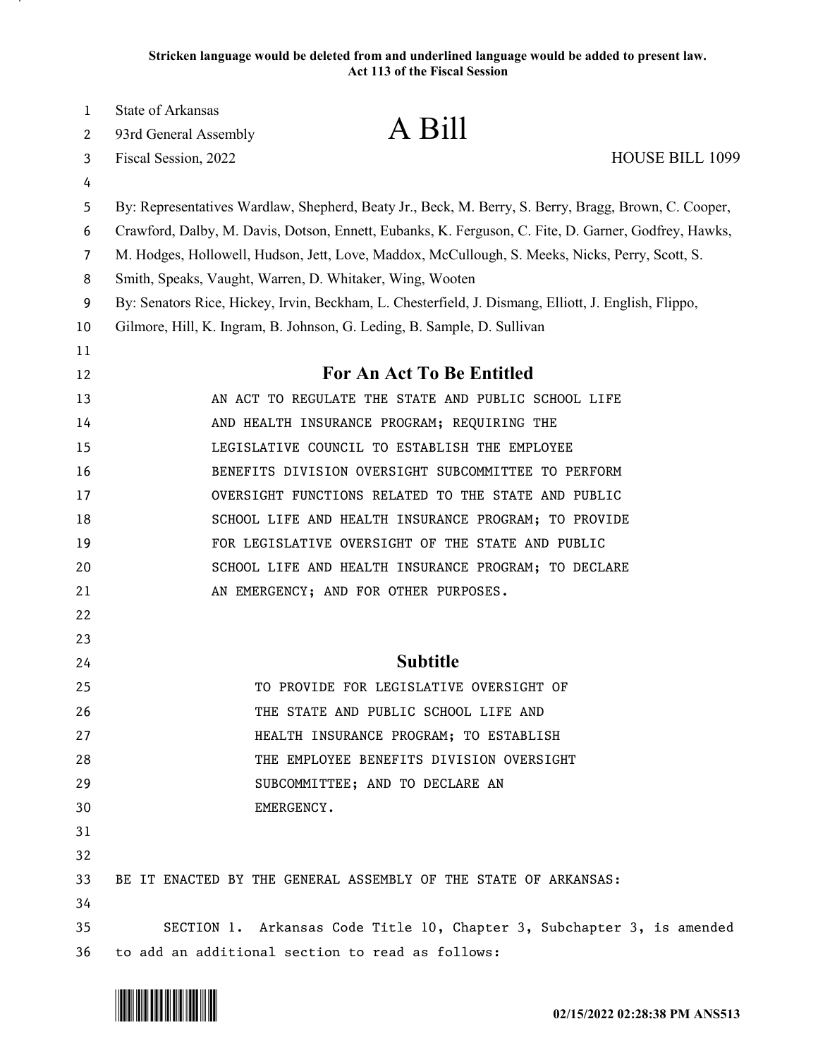**Stricken language would be deleted from and underlined language would be added to present law.**
**Act 113 of the Fiscal Session**

State of Arkansas
93rd General Assembly
Fiscal Session, 2022

# A Bill

HOUSE BILL 1099

By: Representatives Wardlaw, Shepherd, Beaty Jr., Beck, M. Berry, S. Berry, Bragg, Brown, C. Cooper, Crawford, Dalby, M. Davis, Dotson, Ennett, Eubanks, K. Ferguson, C. Fite, D. Garner, Godfrey, Hawks, M. Hodges, Hollowell, Hudson, Jett, Love, Maddox, McCullough, S. Meeks, Nicks, Perry, Scott, S. Smith, Speaks, Vaught, Warren, D. Whitaker, Wing, Wooten

By: Senators Rice, Hickey, Irvin, Beckham, L. Chesterfield, J. Dismang, Elliott, J. English, Flippo, Gilmore, Hill, K. Ingram, B. Johnson, G. Leding, B. Sample, D. Sullivan

## For An Act To Be Entitled

AN ACT TO REGULATE THE STATE AND PUBLIC SCHOOL LIFE AND HEALTH INSURANCE PROGRAM; REQUIRING THE LEGISLATIVE COUNCIL TO ESTABLISH THE EMPLOYEE BENEFITS DIVISION OVERSIGHT SUBCOMMITTEE TO PERFORM OVERSIGHT FUNCTIONS RELATED TO THE STATE AND PUBLIC SCHOOL LIFE AND HEALTH INSURANCE PROGRAM; TO PROVIDE FOR LEGISLATIVE OVERSIGHT OF THE STATE AND PUBLIC SCHOOL LIFE AND HEALTH INSURANCE PROGRAM; TO DECLARE AN EMERGENCY; AND FOR OTHER PURPOSES.

## Subtitle

TO PROVIDE FOR LEGISLATIVE OVERSIGHT OF THE STATE AND PUBLIC SCHOOL LIFE AND HEALTH INSURANCE PROGRAM; TO ESTABLISH THE EMPLOYEE BENEFITS DIVISION OVERSIGHT SUBCOMMITTEE; AND TO DECLARE AN EMERGENCY.

BE IT ENACTED BY THE GENERAL ASSEMBLY OF THE STATE OF ARKANSAS:

SECTION 1. Arkansas Code Title 10, Chapter 3, Subchapter 3, is amended to add an additional section to read as follows:

02/15/2022 02:28:38 PM ANS513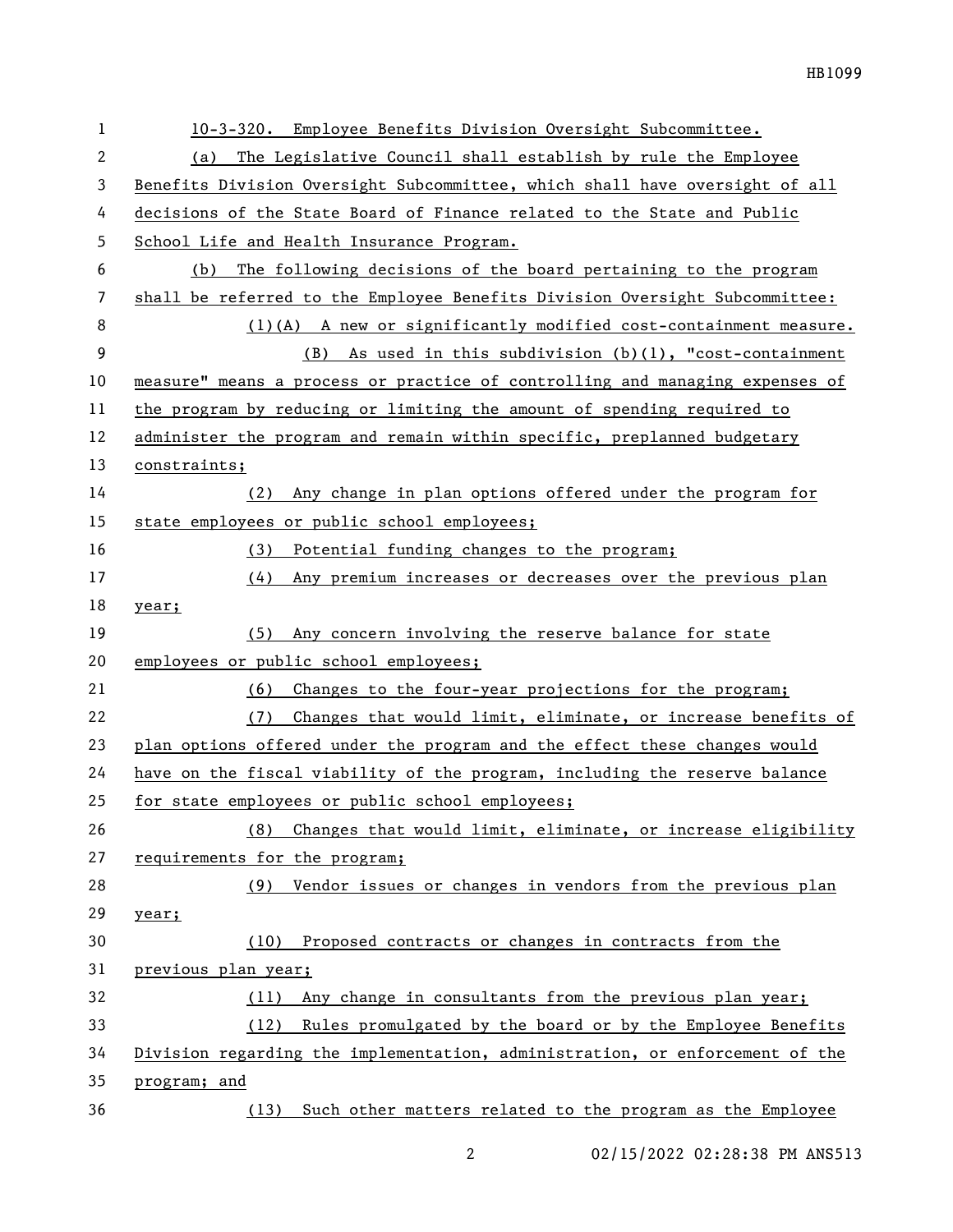10-3-320. Employee Benefits Division Oversight Subcommittee.

(a) The Legislative Council shall establish by rule the Employee Benefits Division Oversight Subcommittee, which shall have oversight of all decisions of the State Board of Finance related to the State and Public School Life and Health Insurance Program.

(b) The following decisions of the board pertaining to the program shall be referred to the Employee Benefits Division Oversight Subcommittee:

(1)(A) A new or significantly modified cost-containment measure.

(B) As used in this subdivision (b)(1), "cost-containment measure" means a process or practice of controlling and managing expenses of the program by reducing or limiting the amount of spending required to administer the program and remain within specific, preplanned budgetary constraints;

(2) Any change in plan options offered under the program for state employees or public school employees;

(3) Potential funding changes to the program;

(4) Any premium increases or decreases over the previous plan year;

(5) Any concern involving the reserve balance for state employees or public school employees;

(6) Changes to the four-year projections for the program;

(7) Changes that would limit, eliminate, or increase benefits of plan options offered under the program and the effect these changes would have on the fiscal viability of the program, including the reserve balance for state employees or public school employees;

(8) Changes that would limit, eliminate, or increase eligibility requirements for the program;

(9) Vendor issues or changes in vendors from the previous plan year;

(10) Proposed contracts or changes in contracts from the previous plan year;

(11) Any change in consultants from the previous plan year;

(12) Rules promulgated by the board or by the Employee Benefits Division regarding the implementation, administration, or enforcement of the program; and

(13) Such other matters related to the program as the Employee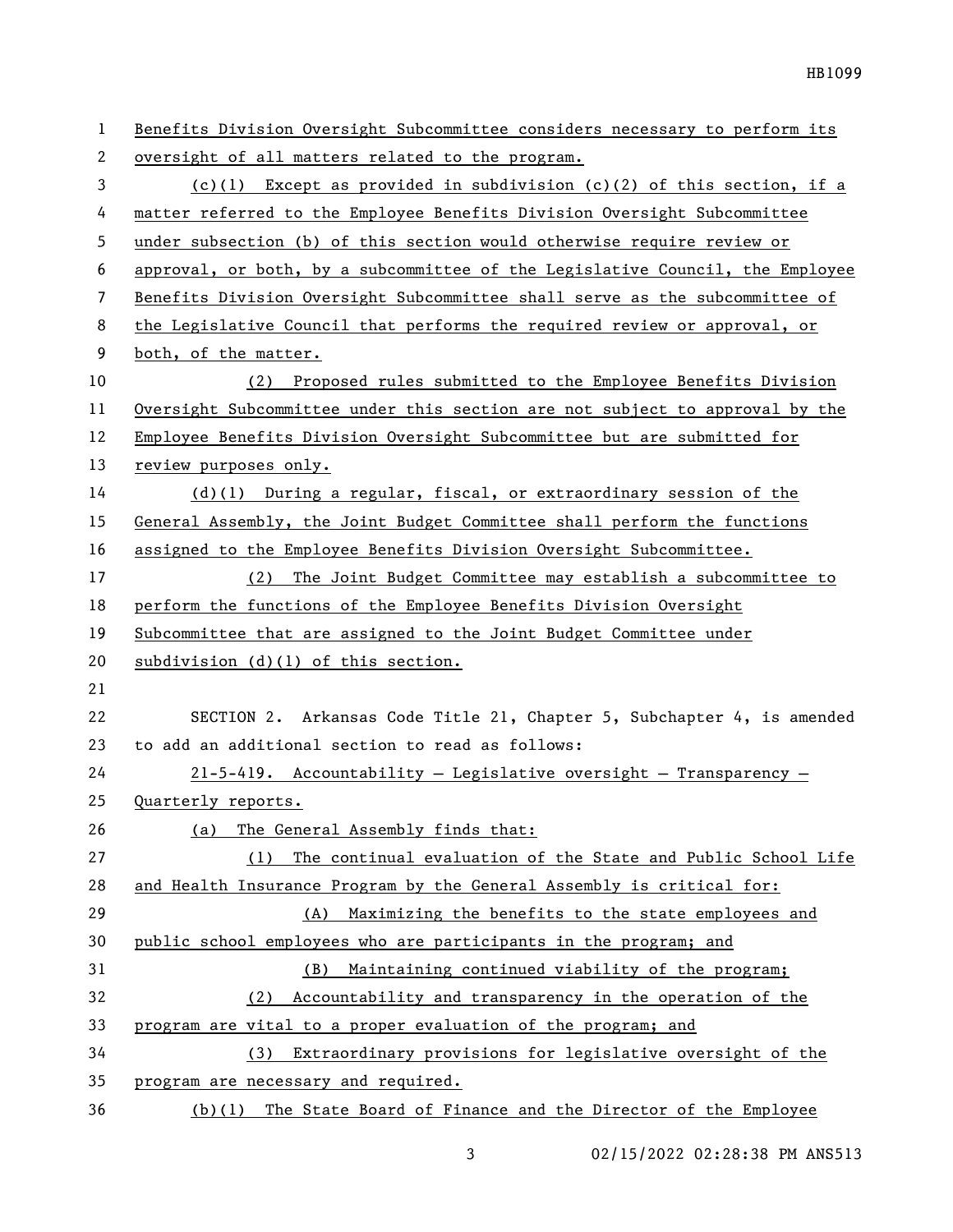Benefits Division Oversight Subcommittee considers necessary to perform its oversight of all matters related to the program.

(c)(1) Except as provided in subdivision (c)(2) of this section, if a matter referred to the Employee Benefits Division Oversight Subcommittee under subsection (b) of this section would otherwise require review or approval, or both, by a subcommittee of the Legislative Council, the Employee Benefits Division Oversight Subcommittee shall serve as the subcommittee of the Legislative Council that performs the required review or approval, or both, of the matter.

(2) Proposed rules submitted to the Employee Benefits Division Oversight Subcommittee under this section are not subject to approval by the Employee Benefits Division Oversight Subcommittee but are submitted for review purposes only.

(d)(1) During a regular, fiscal, or extraordinary session of the General Assembly, the Joint Budget Committee shall perform the functions assigned to the Employee Benefits Division Oversight Subcommittee.

(2) The Joint Budget Committee may establish a subcommittee to perform the functions of the Employee Benefits Division Oversight Subcommittee that are assigned to the Joint Budget Committee under subdivision (d)(1) of this section.

SECTION 2. Arkansas Code Title 21, Chapter 5, Subchapter 4, is amended to add an additional section to read as follows:

21-5-419. Accountability — Legislative oversight — Transparency — Quarterly reports.

(a) The General Assembly finds that:

(1) The continual evaluation of the State and Public School Life and Health Insurance Program by the General Assembly is critical for:

(A) Maximizing the benefits to the state employees and public school employees who are participants in the program; and

(B) Maintaining continued viability of the program;

(2) Accountability and transparency in the operation of the program are vital to a proper evaluation of the program; and

(3) Extraordinary provisions for legislative oversight of the program are necessary and required.

(b)(1) The State Board of Finance and the Director of the Employee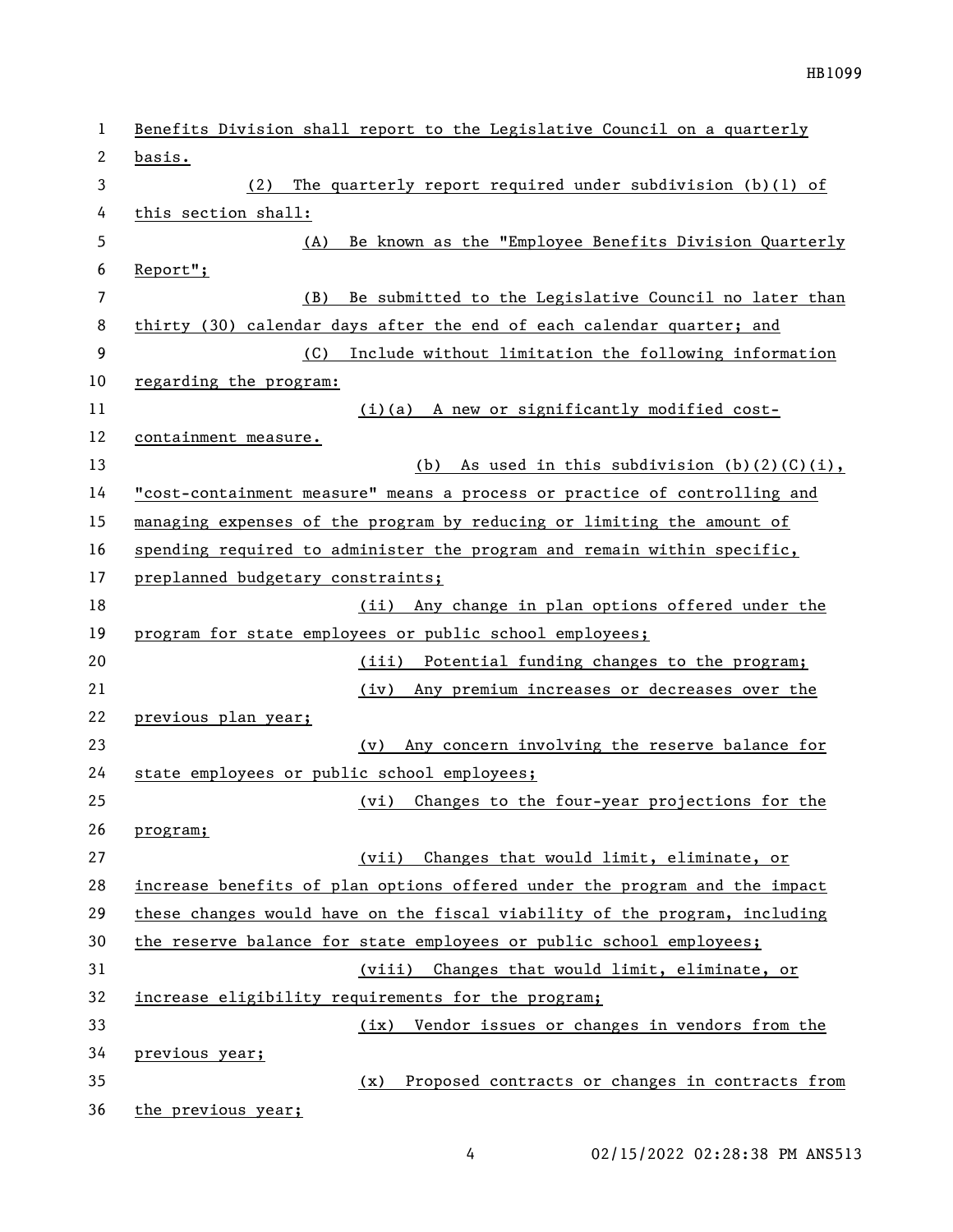Benefits Division shall report to the Legislative Council on a quarterly basis.

(2) The quarterly report required under subdivision (b)(1) of this section shall:

(A) Be known as the "Employee Benefits Division Quarterly Report";

(B) Be submitted to the Legislative Council no later than thirty (30) calendar days after the end of each calendar quarter; and

(C) Include without limitation the following information regarding the program:

(i)(a) A new or significantly modified cost-containment measure.

(b) As used in this subdivision (b)(2)(C)(i), "cost-containment measure" means a process or practice of controlling and managing expenses of the program by reducing or limiting the amount of spending required to administer the program and remain within specific, preplanned budgetary constraints;

(ii) Any change in plan options offered under the program for state employees or public school employees;

(iii) Potential funding changes to the program;

(iv) Any premium increases or decreases over the previous plan year;

(v) Any concern involving the reserve balance for state employees or public school employees;

(vi) Changes to the four-year projections for the program;

(vii) Changes that would limit, eliminate, or increase benefits of plan options offered under the program and the impact these changes would have on the fiscal viability of the program, including the reserve balance for state employees or public school employees;

(viii) Changes that would limit, eliminate, or increase eligibility requirements for the program;

(ix) Vendor issues or changes in vendors from the previous year;

(x) Proposed contracts or changes in contracts from the previous year;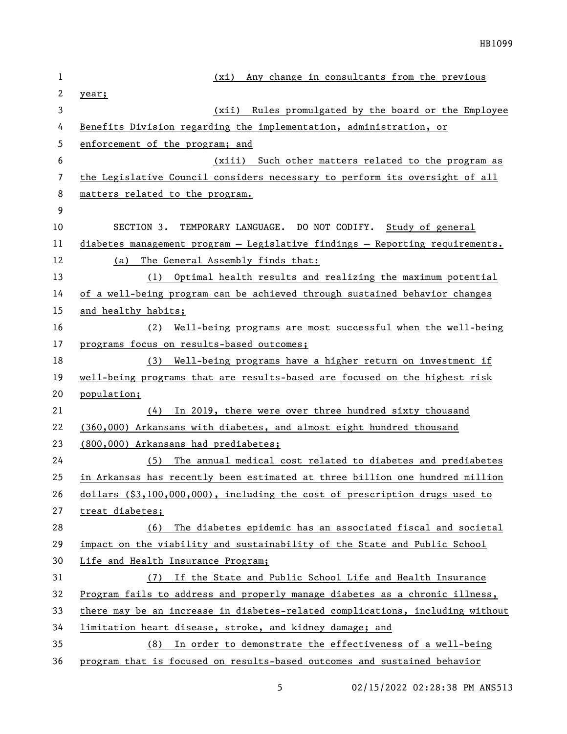(xi) Any change in consultants from the previous year;

(xii) Rules promulgated by the board or the Employee Benefits Division regarding the implementation, administration, or enforcement of the program; and

(xiii) Such other matters related to the program as the Legislative Council considers necessary to perform its oversight of all matters related to the program.

SECTION 3. TEMPORARY LANGUAGE. DO NOT CODIFY. Study of general diabetes management program — Legislative findings — Reporting requirements.

(a) The General Assembly finds that:

(1) Optimal health results and realizing the maximum potential of a well-being program can be achieved through sustained behavior changes and healthy habits;

(2) Well-being programs are most successful when the well-being programs focus on results-based outcomes;

(3) Well-being programs have a higher return on investment if well-being programs that are results-based are focused on the highest risk population;

(4) In 2019, there were over three hundred sixty thousand (360,000) Arkansans with diabetes, and almost eight hundred thousand (800,000) Arkansans had prediabetes;

(5) The annual medical cost related to diabetes and prediabetes in Arkansas has recently been estimated at three billion one hundred million dollars ($3,100,000,000), including the cost of prescription drugs used to treat diabetes;

(6) The diabetes epidemic has an associated fiscal and societal impact on the viability and sustainability of the State and Public School Life and Health Insurance Program;

(7) If the State and Public School Life and Health Insurance Program fails to address and properly manage diabetes as a chronic illness, there may be an increase in diabetes-related complications, including without limitation heart disease, stroke, and kidney damage; and

(8) In order to demonstrate the effectiveness of a well-being program that is focused on results-based outcomes and sustained behavior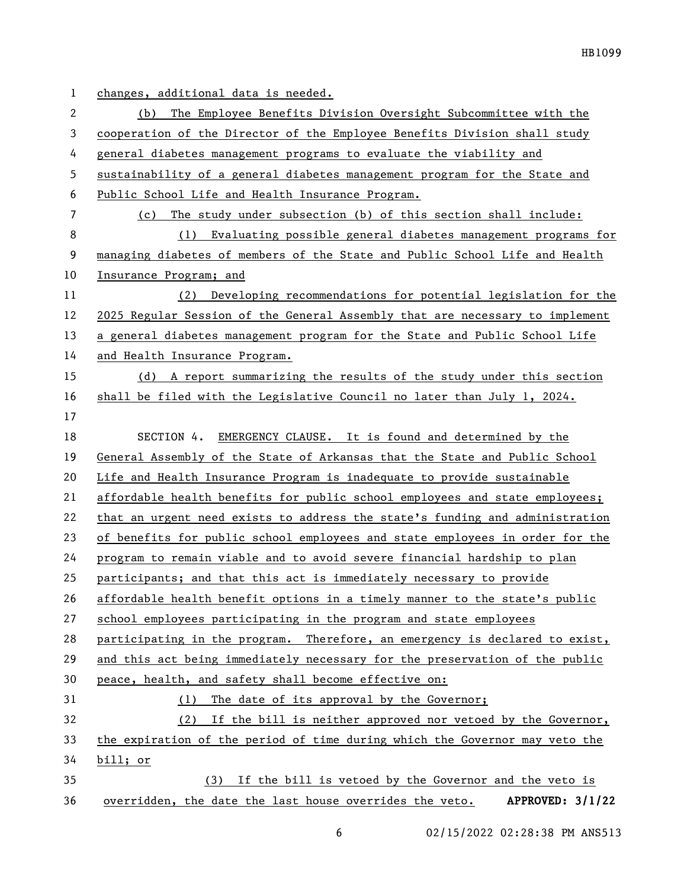changes, additional data is needed.

(b) The Employee Benefits Division Oversight Subcommittee with the cooperation of the Director of the Employee Benefits Division shall study general diabetes management programs to evaluate the viability and sustainability of a general diabetes management program for the State and Public School Life and Health Insurance Program.

(c) The study under subsection (b) of this section shall include:

(1) Evaluating possible general diabetes management programs for managing diabetes of members of the State and Public School Life and Health Insurance Program; and

(2) Developing recommendations for potential legislation for the 2025 Regular Session of the General Assembly that are necessary to implement a general diabetes management program for the State and Public School Life and Health Insurance Program.

(d) A report summarizing the results of the study under this section shall be filed with the Legislative Council no later than July 1, 2024.

SECTION 4. EMERGENCY CLAUSE. It is found and determined by the General Assembly of the State of Arkansas that the State and Public School Life and Health Insurance Program is inadequate to provide sustainable affordable health benefits for public school employees and state employees; that an urgent need exists to address the state's funding and administration of benefits for public school employees and state employees in order for the program to remain viable and to avoid severe financial hardship to plan participants; and that this act is immediately necessary to provide affordable health benefit options in a timely manner to the state's public school employees participating in the program and state employees participating in the program. Therefore, an emergency is declared to exist, and this act being immediately necessary for the preservation of the public peace, health, and safety shall become effective on:

(1) The date of its approval by the Governor;

(2) If the bill is neither approved nor vetoed by the Governor, the expiration of the period of time during which the Governor may veto the bill; or

(3) If the bill is vetoed by the Governor and the veto is overridden, the date the last house overrides the veto.

**APPROVED: 3/1/22**